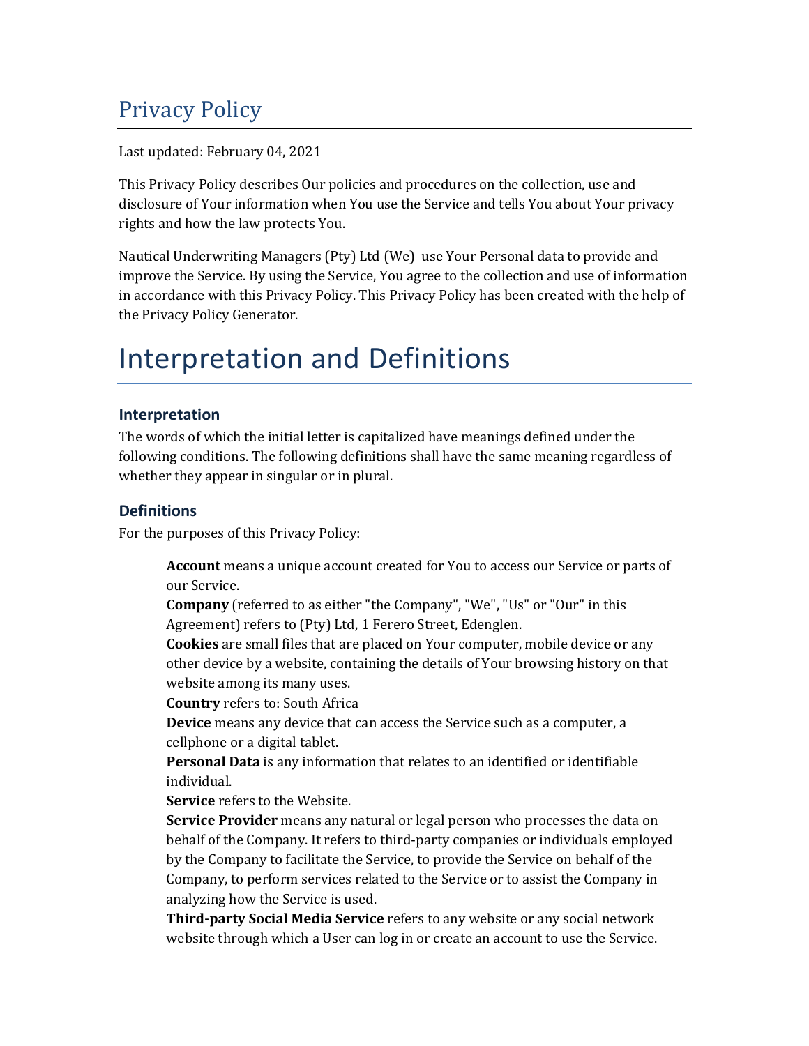# Privacy Policy

Last updated: February 04, 2021

This Privacy Policy describes Our policies and procedures on the collection, use and disclosure of Your information when You use the Service and tells You about Your privacy rights and how the law protects You.

Nautical Underwriting Managers (Pty) Ltd (We) use Your Personal data to provide and improve the Service. By using the Service, You agree to the collection and use of information in accordance with this Privacy Policy. This Privacy Policy has been created with the help of the Privacy Policy Generator.

# Interpretation and Definitions

### Interpretation

The words of which the initial letter is capitalized have meanings defined under the following conditions. The following definitions shall have the same meaning regardless of whether they appear in singular or in plural.

### Definitions

For the purposes of this Privacy Policy:

**Account** means a unique account created for You to access our Service or parts of our Service.

**Company** (referred to as either "the Company", "We", "Us" or "Our" in this Agreement) refers to (Pty) Ltd, 1 Ferero Street, Edenglen.

**Cookies** are small files that are placed on Your computer, mobile device or any other device by a website, containing the details of Your browsing history on that website among its many uses.

**Country** refers to: South Africa

**Device** means any device that can access the Service such as a computer, a cellphone or a digital tablet.

**Personal Data** is any information that relates to an identified or identifiable individual.

**Service** refers to the Website.

**Service Provider** means any natural or legal person who processes the data on behalf of the Company. It refers to third-party companies or individuals employed by the Company to facilitate the Service, to provide the Service on behalf of the Company, to perform services related to the Service or to assist the Company in analyzing how the Service is used.

**Third-party Social Media Service** refers to any website or any social network website through which a User can log in or create an account to use the Service.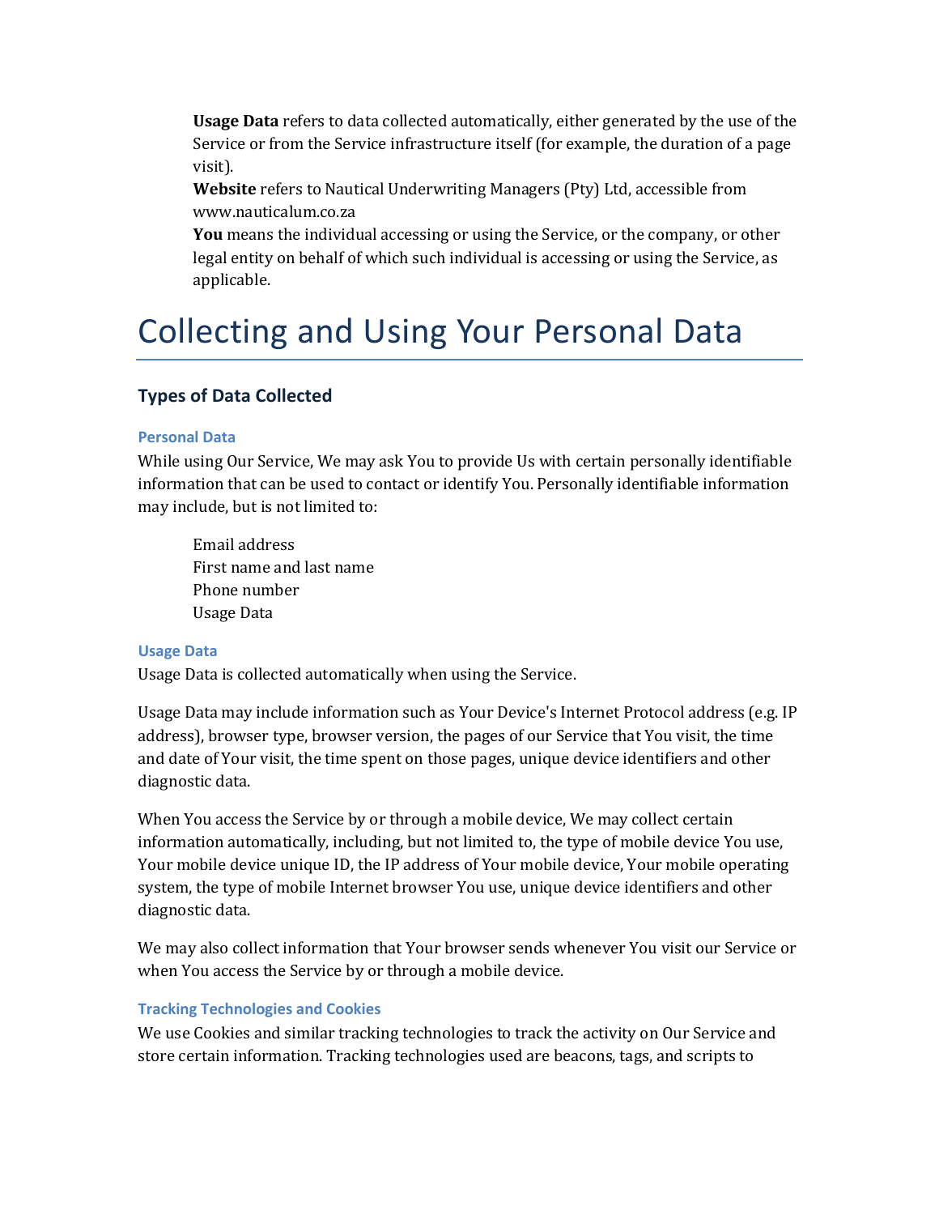**Usage Data** refers to data collected automatically, either generated by the use of the Service or from the Service infrastructure itself (for example, the duration of a page visit).

**Website** refers to Nautical Underwriting Managers (Pty) Ltd, accessible from www.nauticalum.co.za

**You** means the individual accessing or using the Service, or the company, or other legal entity on behalf of which such individual is accessing or using the Service, as applicable.

# Collecting and Using Your Personal Data

## Types of Data Collected

### Personal Data

While using Our Service, We may ask You to provide Us with certain personally identifiable information that can be used to contact or identify You. Personally identifiable information may include, but is not limited to:

- Email address
- First name and last name
- Phone number
- Usage Data

### Usage Data

Usage Data is collected automatically when using the Service.

Usage Data may include information such as Your Device's Internet Protocol address (e.g. IP address), browser type, browser version, the pages of our Service that You visit, the time and date of Your visit, the time spent on those pages, unique device identifiers and other diagnostic data.

When You access the Service by or through a mobile device, We may collect certain information automatically, including, but not limited to, the type of mobile device You use, Your mobile device unique ID, the IP address of Your mobile device, Your mobile operating system, the type of mobile Internet browser You use, unique device identifiers and other diagnostic data.

We may also collect information that Your browser sends whenever You visit our Service or when You access the Service by or through a mobile device.

### Tracking Technologies and Cookies

We use Cookies and similar tracking technologies to track the activity on Our Service and store certain information. Tracking technologies used are beacons, tags, and scripts to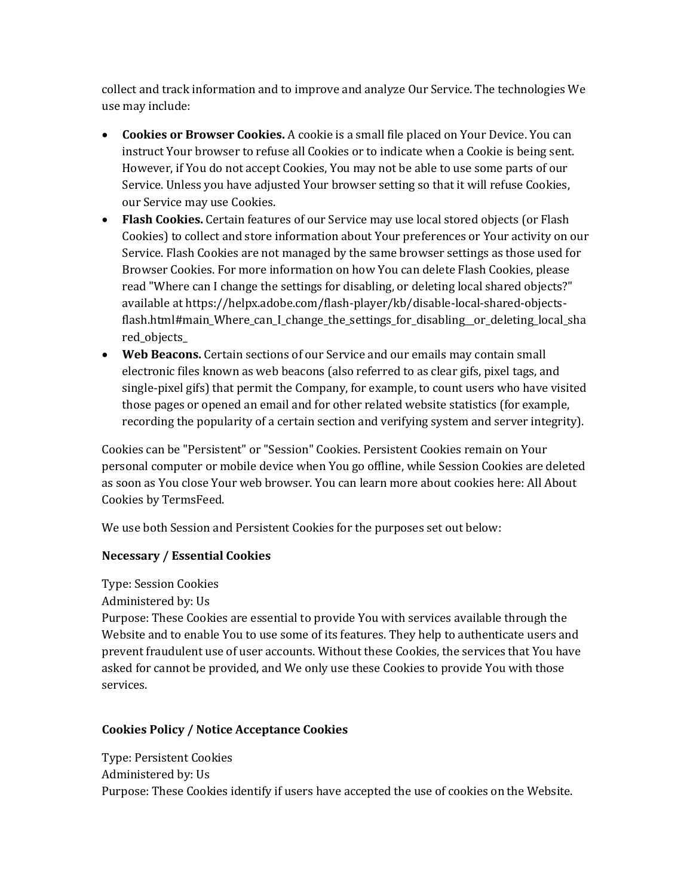collect and track information and to improve and analyze Our Service. The technologies We use may include:

- **Cookies or Browser Cookies.** A cookie is a small file placed on Your Device. You can instruct Your browser to refuse all Cookies or to indicate when a Cookie is being sent. However, if You do not accept Cookies, You may not be able to use some parts of our Service. Unless you have adjusted Your browser setting so that it will refuse Cookies, our Service may use Cookies.
- **Flash Cookies.** Certain features of our Service may use local stored objects (or Flash Cookies) to collect and store information about Your preferences or Your activity on our Service. Flash Cookies are not managed by the same browser settings as those used for Browser Cookies. For more information on how You can delete Flash Cookies, please read "Where can I change the settings for disabling, or deleting local shared objects?" available at https://helpx.adobe.com/flash-player/kb/disable-local-shared-objects-flash.html#main_Where_can_I_change_the_settings_for_disabling__or_deleting_local_shared_objects_
- **Web Beacons.** Certain sections of our Service and our emails may contain small electronic files known as web beacons (also referred to as clear gifs, pixel tags, and single-pixel gifs) that permit the Company, for example, to count users who have visited those pages or opened an email and for other related website statistics (for example, recording the popularity of a certain section and verifying system and server integrity).

Cookies can be "Persistent" or "Session" Cookies. Persistent Cookies remain on Your personal computer or mobile device when You go offline, while Session Cookies are deleted as soon as You close Your web browser. You can learn more about cookies here: All About Cookies by TermsFeed.

We use both Session and Persistent Cookies for the purposes set out below:

**Necessary / Essential Cookies**

Type: Session Cookies
Administered by: Us
Purpose: These Cookies are essential to provide You with services available through the Website and to enable You to use some of its features. They help to authenticate users and prevent fraudulent use of user accounts. Without these Cookies, the services that You have asked for cannot be provided, and We only use these Cookies to provide You with those services.

**Cookies Policy / Notice Acceptance Cookies**

Type: Persistent Cookies
Administered by: Us
Purpose: These Cookies identify if users have accepted the use of cookies on the Website.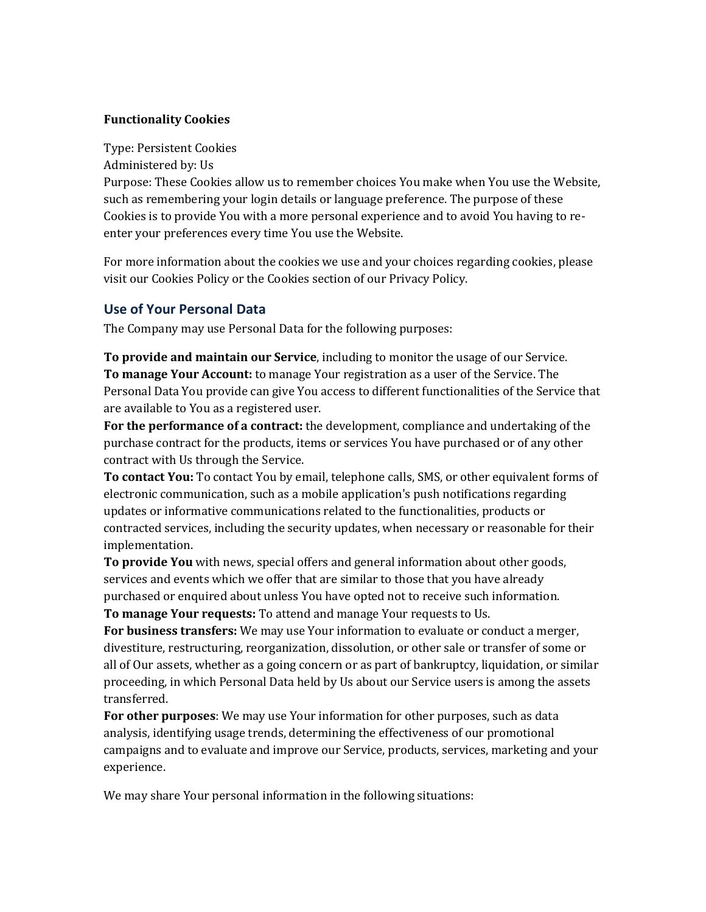**Functionality Cookies**

Type: Persistent Cookies
Administered by: Us
Purpose: These Cookies allow us to remember choices You make when You use the Website, such as remembering your login details or language preference. The purpose of these Cookies is to provide You with a more personal experience and to avoid You having to re-enter your preferences every time You use the Website.

For more information about the cookies we use and your choices regarding cookies, please visit our Cookies Policy or the Cookies section of our Privacy Policy.

## Use of Your Personal Data

The Company may use Personal Data for the following purposes:

**To provide and maintain our Service**, including to monitor the usage of our Service.
**To manage Your Account:** to manage Your registration as a user of the Service. The Personal Data You provide can give You access to different functionalities of the Service that are available to You as a registered user.
**For the performance of a contract:** the development, compliance and undertaking of the purchase contract for the products, items or services You have purchased or of any other contract with Us through the Service.
**To contact You:** To contact You by email, telephone calls, SMS, or other equivalent forms of electronic communication, such as a mobile application's push notifications regarding updates or informative communications related to the functionalities, products or contracted services, including the security updates, when necessary or reasonable for their implementation.
**To provide You** with news, special offers and general information about other goods, services and events which we offer that are similar to those that you have already purchased or enquired about unless You have opted not to receive such information.
**To manage Your requests:** To attend and manage Your requests to Us.
**For business transfers:** We may use Your information to evaluate or conduct a merger, divestiture, restructuring, reorganization, dissolution, or other sale or transfer of some or all of Our assets, whether as a going concern or as part of bankruptcy, liquidation, or similar proceeding, in which Personal Data held by Us about our Service users is among the assets transferred.
**For other purposes**: We may use Your information for other purposes, such as data analysis, identifying usage trends, determining the effectiveness of our promotional campaigns and to evaluate and improve our Service, products, services, marketing and your experience.

We may share Your personal information in the following situations: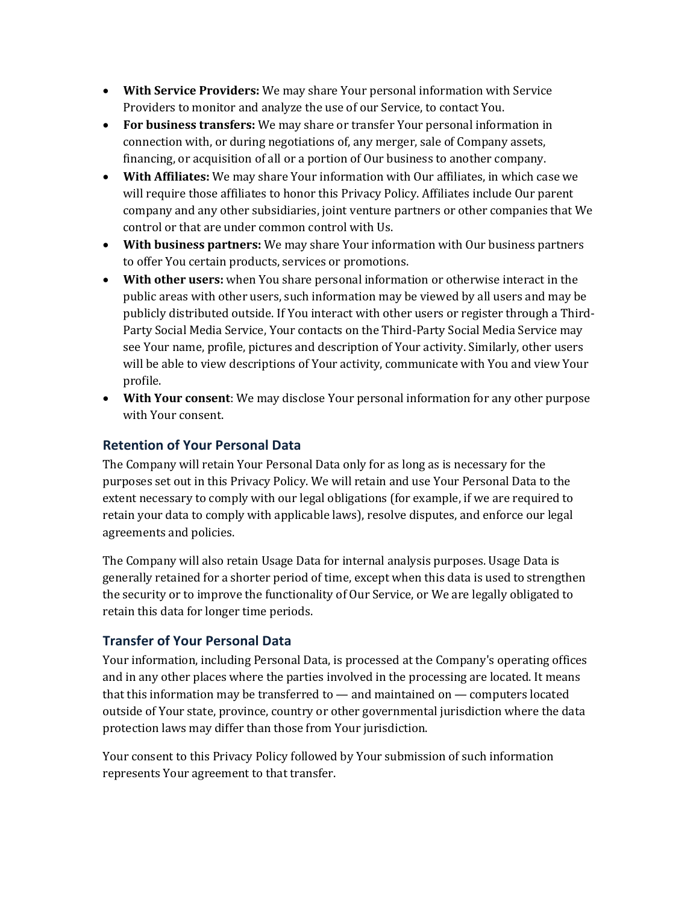- **With Service Providers:** We may share Your personal information with Service Providers to monitor and analyze the use of our Service, to contact You.
- **For business transfers:** We may share or transfer Your personal information in connection with, or during negotiations of, any merger, sale of Company assets, financing, or acquisition of all or a portion of Our business to another company.
- **With Affiliates:** We may share Your information with Our affiliates, in which case we will require those affiliates to honor this Privacy Policy. Affiliates include Our parent company and any other subsidiaries, joint venture partners or other companies that We control or that are under common control with Us.
- **With business partners:** We may share Your information with Our business partners to offer You certain products, services or promotions.
- **With other users:** when You share personal information or otherwise interact in the public areas with other users, such information may be viewed by all users and may be publicly distributed outside. If You interact with other users or register through a Third-Party Social Media Service, Your contacts on the Third-Party Social Media Service may see Your name, profile, pictures and description of Your activity. Similarly, other users will be able to view descriptions of Your activity, communicate with You and view Your profile.
- **With Your consent**: We may disclose Your personal information for any other purpose with Your consent.

## Retention of Your Personal Data

The Company will retain Your Personal Data only for as long as is necessary for the purposes set out in this Privacy Policy. We will retain and use Your Personal Data to the extent necessary to comply with our legal obligations (for example, if we are required to retain your data to comply with applicable laws), resolve disputes, and enforce our legal agreements and policies.

The Company will also retain Usage Data for internal analysis purposes. Usage Data is generally retained for a shorter period of time, except when this data is used to strengthen the security or to improve the functionality of Our Service, or We are legally obligated to retain this data for longer time periods.

## Transfer of Your Personal Data

Your information, including Personal Data, is processed at the Company's operating offices and in any other places where the parties involved in the processing are located. It means that this information may be transferred to — and maintained on — computers located outside of Your state, province, country or other governmental jurisdiction where the data protection laws may differ than those from Your jurisdiction.

Your consent to this Privacy Policy followed by Your submission of such information represents Your agreement to that transfer.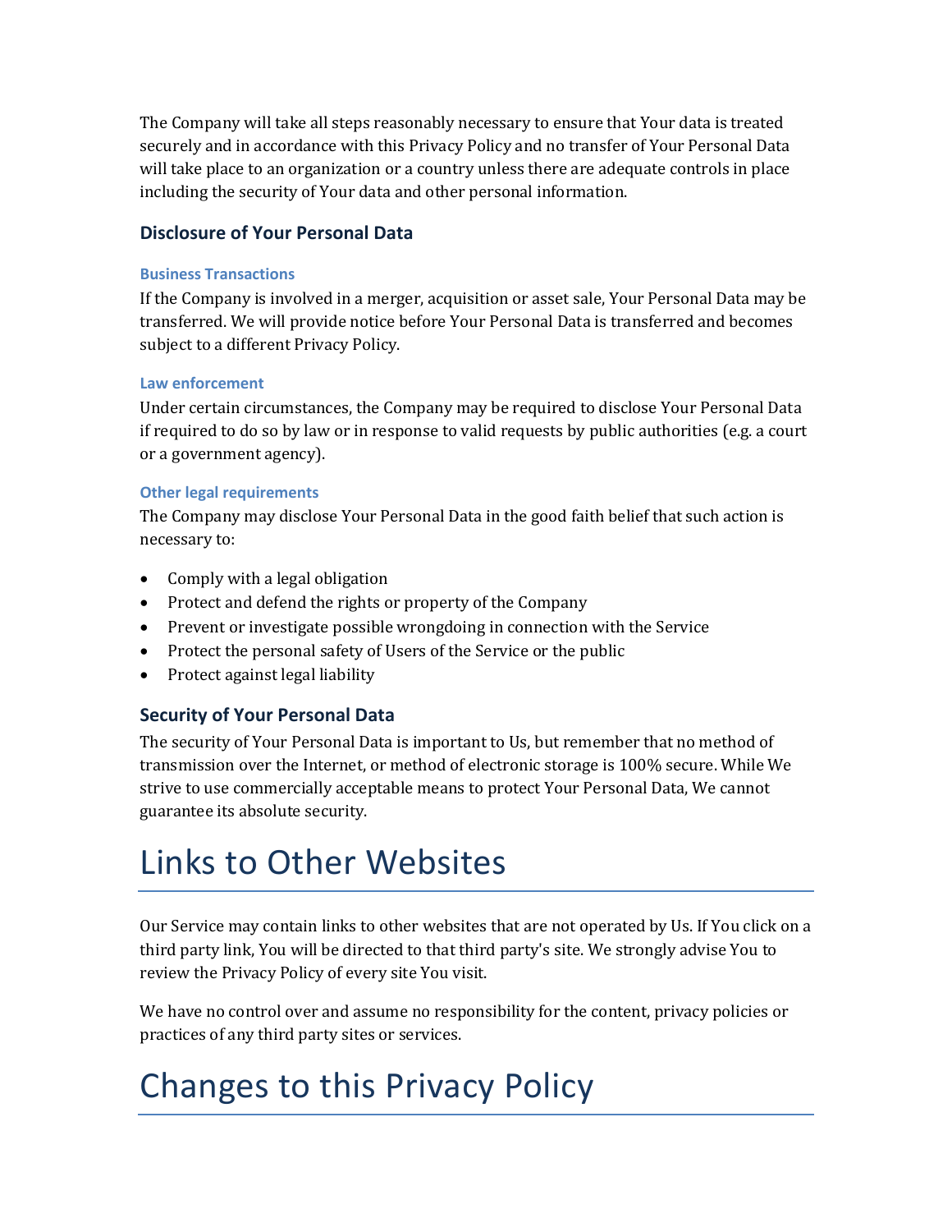The Company will take all steps reasonably necessary to ensure that Your data is treated securely and in accordance with this Privacy Policy and no transfer of Your Personal Data will take place to an organization or a country unless there are adequate controls in place including the security of Your data and other personal information.

## Disclosure of Your Personal Data

### Business Transactions

If the Company is involved in a merger, acquisition or asset sale, Your Personal Data may be transferred. We will provide notice before Your Personal Data is transferred and becomes subject to a different Privacy Policy.

### Law enforcement

Under certain circumstances, the Company may be required to disclose Your Personal Data if required to do so by law or in response to valid requests by public authorities (e.g. a court or a government agency).

### Other legal requirements

The Company may disclose Your Personal Data in the good faith belief that such action is necessary to:

- Comply with a legal obligation
- Protect and defend the rights or property of the Company
- Prevent or investigate possible wrongdoing in connection with the Service
- Protect the personal safety of Users of the Service or the public
- Protect against legal liability

## Security of Your Personal Data

The security of Your Personal Data is important to Us, but remember that no method of transmission over the Internet, or method of electronic storage is 100% secure. While We strive to use commercially acceptable means to protect Your Personal Data, We cannot guarantee its absolute security.

# Links to Other Websites

Our Service may contain links to other websites that are not operated by Us. If You click on a third party link, You will be directed to that third party's site. We strongly advise You to review the Privacy Policy of every site You visit.

We have no control over and assume no responsibility for the content, privacy policies or practices of any third party sites or services.

# Changes to this Privacy Policy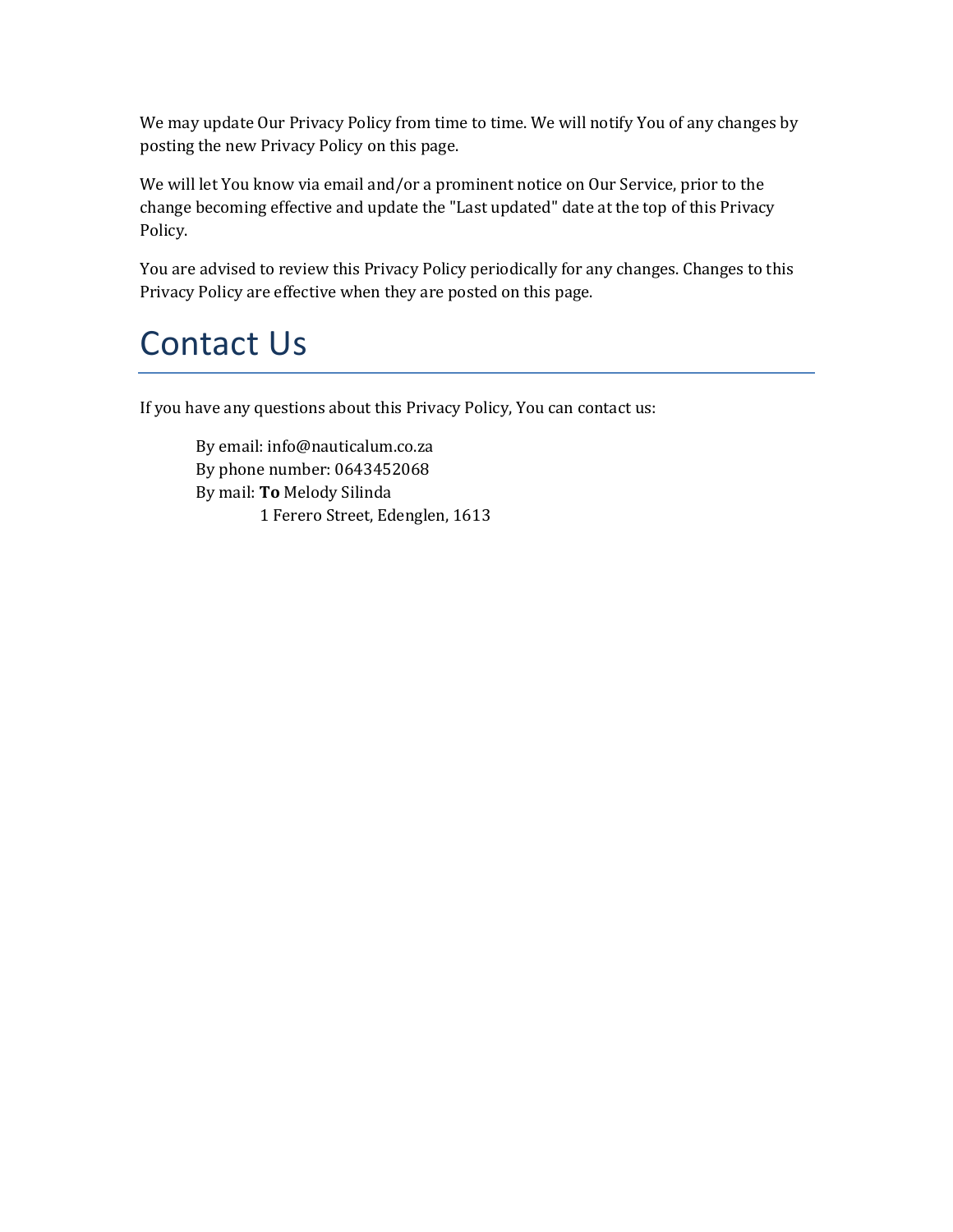We may update Our Privacy Policy from time to time. We will notify You of any changes by posting the new Privacy Policy on this page.

We will let You know via email and/or a prominent notice on Our Service, prior to the change becoming effective and update the "Last updated" date at the top of this Privacy Policy.

You are advised to review this Privacy Policy periodically for any changes. Changes to this Privacy Policy are effective when they are posted on this page.

# Contact Us

If you have any questions about this Privacy Policy, You can contact us:

By email: info@nauticalum.co.za
By phone number: 0643452068
By mail: **To** Melody Silinda
1 Ferero Street, Edenglen, 1613